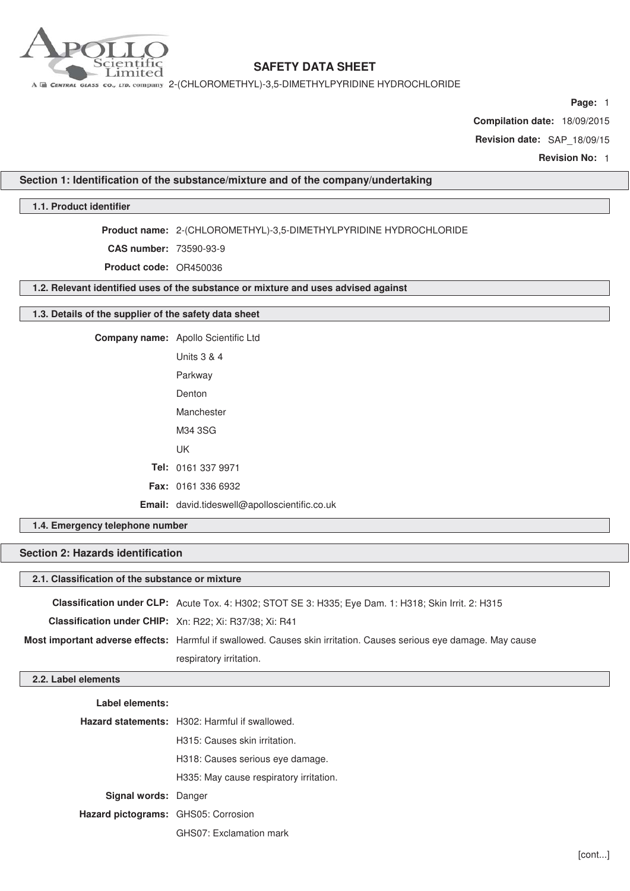# SAFETY DATA SHEET

2-(CHLOROMETHYL)-3,5-DIMETHYLPYRIDINE HYDROCHLORIDE

**Compilation date:** 18/09/2015

**Revision date:** SAP_18/09/15

**Revision No:** 1

## Section 1: Identification of the substance/mixture and of the company/undertaking

### 1.1. Product identifier

**Product name:** 2-(CHLOROMETHYL)-3,5-DIMETHYLPYRIDINE HYDROCHLORIDE

**CAS number:** 73590-93-9

**Product code:** OR450036

### 1.2. Relevant identified uses of the substance or mixture and uses advised against

### 1.3. Details of the supplier of the safety data sheet

**Company name:** Apollo Scientific Ltd
Units 3 & 4
Parkway
Denton
Manchester
M34 3SG
UK

**Tel:** 0161 337 9971

**Fax:** 0161 336 6932

**Email:** david.tideswell@apolloscientific.co.uk

### 1.4. Emergency telephone number

## Section 2: Hazards identification

### 2.1. Classification of the substance or mixture

**Classification under CLP:** Acute Tox. 4: H302; STOT SE 3: H335; Eye Dam. 1: H318; Skin Irrit. 2: H315

**Classification under CHIP:** Xn: R22; Xi: R37/38; Xi: R41

**Most important adverse effects:** Harmful if swallowed. Causes skin irritation. Causes serious eye damage. May cause respiratory irritation.

### 2.2. Label elements

**Label elements:**

**Hazard statements:** H302: Harmful if swallowed.
H315: Causes skin irritation.
H318: Causes serious eye damage.
H335: May cause respiratory irritation.

**Signal words:** Danger

**Hazard pictograms:** GHS05: Corrosion
GHS07: Exclamation mark

[cont...]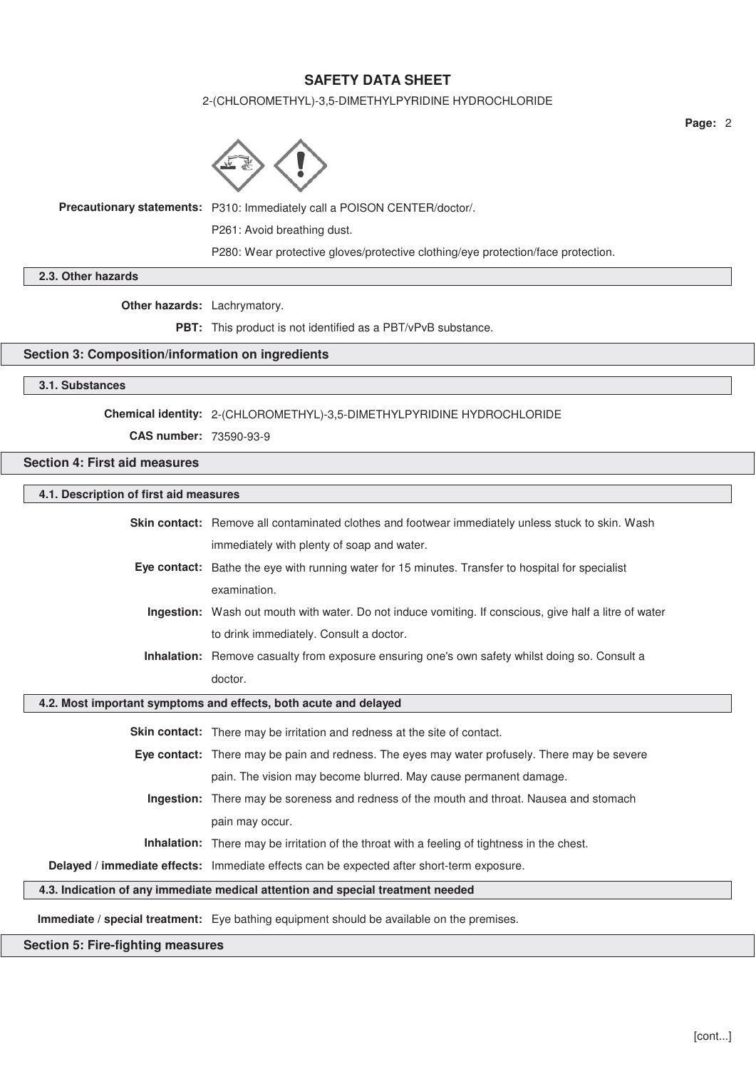**Precautionary statements:** P310: Immediately call a POISON CENTER/doctor/.

P261: Avoid breathing dust.

P280: Wear protective gloves/protective clothing/eye protection/face protection.

### 2.3. Other hazards

**Other hazards:** Lachrymatory.

**PBT:** This product is not identified as a PBT/vPvB substance.

## Section 3: Composition/information on ingredients

### 3.1. Substances

**Chemical identity:** 2-(CHLOROMETHYL)-3,5-DIMETHYLPYRIDINE HYDROCHLORIDE

**CAS number:** 73590-93-9

## Section 4: First aid measures

### 4.1. Description of first aid measures

**Skin contact:** Remove all contaminated clothes and footwear immediately unless stuck to skin. Wash immediately with plenty of soap and water.

**Eye contact:** Bathe the eye with running water for 15 minutes. Transfer to hospital for specialist examination.

**Ingestion:** Wash out mouth with water. Do not induce vomiting. If conscious, give half a litre of water to drink immediately. Consult a doctor.

**Inhalation:** Remove casualty from exposure ensuring one's own safety whilst doing so. Consult a doctor.

### 4.2. Most important symptoms and effects, both acute and delayed

**Skin contact:** There may be irritation and redness at the site of contact.

**Eye contact:** There may be pain and redness. The eyes may water profusely. There may be severe pain. The vision may become blurred. May cause permanent damage.

**Ingestion:** There may be soreness and redness of the mouth and throat. Nausea and stomach pain may occur.

**Inhalation:** There may be irritation of the throat with a feeling of tightness in the chest.

**Delayed / immediate effects:** Immediate effects can be expected after short-term exposure.

### 4.3. Indication of any immediate medical attention and special treatment needed

**Immediate / special treatment:** Eye bathing equipment should be available on the premises.

## Section 5: Fire-fighting measures

[cont...]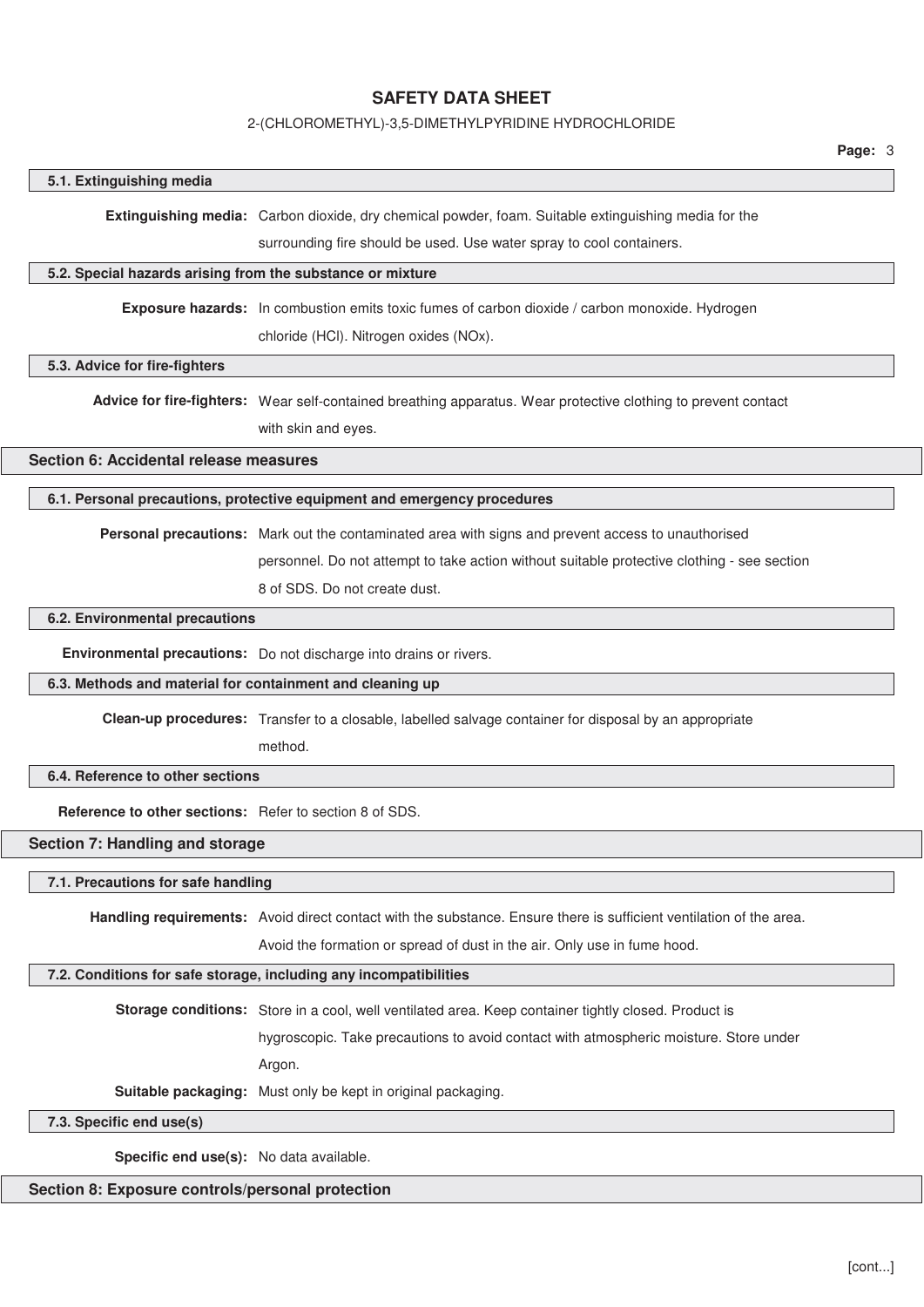### 5.1. Extinguishing media

**Extinguishing media:** Carbon dioxide, dry chemical powder, foam. Suitable extinguishing media for the surrounding fire should be used. Use water spray to cool containers.

### 5.2. Special hazards arising from the substance or mixture

**Exposure hazards:** In combustion emits toxic fumes of carbon dioxide / carbon monoxide. Hydrogen chloride (HCl). Nitrogen oxides (NOx).

### 5.3. Advice for fire-fighters

**Advice for fire-fighters:** Wear self-contained breathing apparatus. Wear protective clothing to prevent contact with skin and eyes.

## Section 6: Accidental release measures

### 6.1. Personal precautions, protective equipment and emergency procedures

**Personal precautions:** Mark out the contaminated area with signs and prevent access to unauthorised personnel. Do not attempt to take action without suitable protective clothing - see section 8 of SDS. Do not create dust.

### 6.2. Environmental precautions

**Environmental precautions:** Do not discharge into drains or rivers.

### 6.3. Methods and material for containment and cleaning up

**Clean-up procedures:** Transfer to a closable, labelled salvage container for disposal by an appropriate method.

### 6.4. Reference to other sections

**Reference to other sections:** Refer to section 8 of SDS.

## Section 7: Handling and storage

### 7.1. Precautions for safe handling

**Handling requirements:** Avoid direct contact with the substance. Ensure there is sufficient ventilation of the area. Avoid the formation or spread of dust in the air. Only use in fume hood.

### 7.2. Conditions for safe storage, including any incompatibilities

**Storage conditions:** Store in a cool, well ventilated area. Keep container tightly closed. Product is hygroscopic. Take precautions to avoid contact with atmospheric moisture. Store under Argon.

**Suitable packaging:** Must only be kept in original packaging.

### 7.3. Specific end use(s)

**Specific end use(s):** No data available.

## Section 8: Exposure controls/personal protection

[cont...]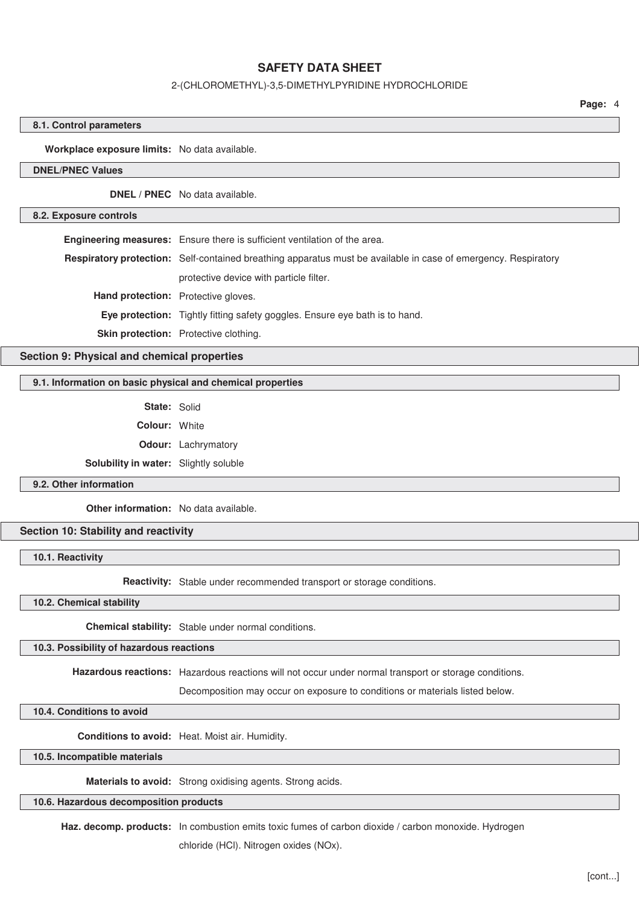### 8.1. Control parameters

**Workplace exposure limits:** No data available.

### DNEL/PNEC Values

**DNEL / PNEC** No data available.

### 8.2. Exposure controls

**Engineering measures:** Ensure there is sufficient ventilation of the area.

**Respiratory protection:** Self-contained breathing apparatus must be available in case of emergency. Respiratory protective device with particle filter.

**Hand protection:** Protective gloves.

**Eye protection:** Tightly fitting safety goggles. Ensure eye bath is to hand.

**Skin protection:** Protective clothing.

## Section 9: Physical and chemical properties

### 9.1. Information on basic physical and chemical properties

**State:** Solid

**Colour:** White

**Odour:** Lachrymatory

**Solubility in water:** Slightly soluble

### 9.2. Other information

**Other information:** No data available.

## Section 10: Stability and reactivity

### 10.1. Reactivity

**Reactivity:** Stable under recommended transport or storage conditions.

### 10.2. Chemical stability

**Chemical stability:** Stable under normal conditions.

### 10.3. Possibility of hazardous reactions

**Hazardous reactions:** Hazardous reactions will not occur under normal transport or storage conditions. Decomposition may occur on exposure to conditions or materials listed below.

### 10.4. Conditions to avoid

**Conditions to avoid:** Heat. Moist air. Humidity.

### 10.5. Incompatible materials

**Materials to avoid:** Strong oxidising agents. Strong acids.

### 10.6. Hazardous decomposition products

**Haz. decomp. products:** In combustion emits toxic fumes of carbon dioxide / carbon monoxide. Hydrogen chloride (HCl). Nitrogen oxides (NOx).

[cont...]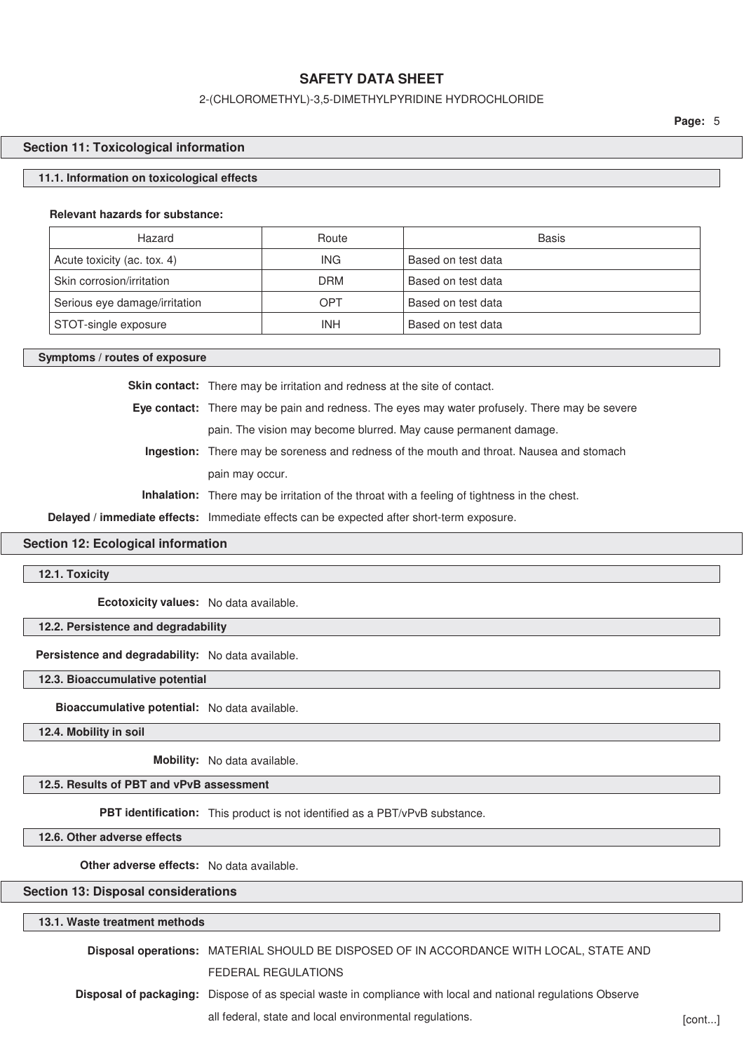## Section 11: Toxicological information

### 11.1. Information on toxicological effects

**Relevant hazards for substance:**

| Hazard | Route | Basis |
|---|---|---|
| Acute toxicity (ac. tox. 4) | ING | Based on test data |
| Skin corrosion/irritation | DRM | Based on test data |
| Serious eye damage/irritation | OPT | Based on test data |
| STOT-single exposure | INH | Based on test data |

### Symptoms / routes of exposure

**Skin contact:** There may be irritation and redness at the site of contact.

**Eye contact:** There may be pain and redness. The eyes may water profusely. There may be severe pain. The vision may become blurred. May cause permanent damage.

**Ingestion:** There may be soreness and redness of the mouth and throat. Nausea and stomach pain may occur.

**Inhalation:** There may be irritation of the throat with a feeling of tightness in the chest.

**Delayed / immediate effects:** Immediate effects can be expected after short-term exposure.

## Section 12: Ecological information

### 12.1. Toxicity

**Ecotoxicity values:** No data available.

### 12.2. Persistence and degradability

**Persistence and degradability:** No data available.

### 12.3. Bioaccumulative potential

**Bioaccumulative potential:** No data available.

### 12.4. Mobility in soil

**Mobility:** No data available.

### 12.5. Results of PBT and vPvB assessment

**PBT identification:** This product is not identified as a PBT/vPvB substance.

### 12.6. Other adverse effects

**Other adverse effects:** No data available.

## Section 13: Disposal considerations

### 13.1. Waste treatment methods

**Disposal operations:** MATERIAL SHOULD BE DISPOSED OF IN ACCORDANCE WITH LOCAL, STATE AND FEDERAL REGULATIONS

**Disposal of packaging:** Dispose of as special waste in compliance with local and national regulations Observe all federal, state and local environmental regulations.

[cont...]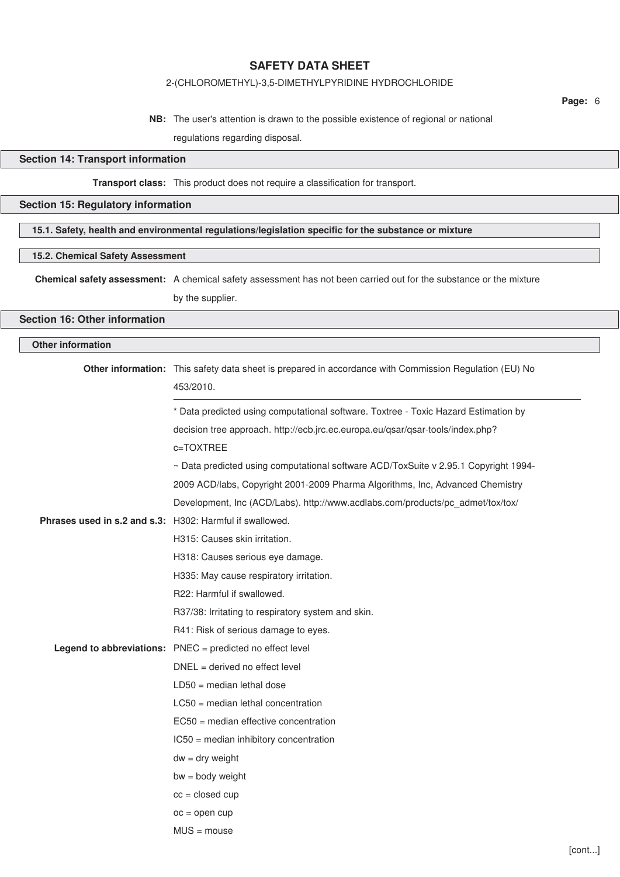**NB:** The user's attention is drawn to the possible existence of regional or national regulations regarding disposal.

## Section 14: Transport information

**Transport class:** This product does not require a classification for transport.

## Section 15: Regulatory information

### 15.1. Safety, health and environmental regulations/legislation specific for the substance or mixture

### 15.2. Chemical Safety Assessment

**Chemical safety assessment:** A chemical safety assessment has not been carried out for the substance or the mixture by the supplier.

## Section 16: Other information

### Other information

**Other information:** This safety data sheet is prepared in accordance with Commission Regulation (EU) No 453/2010.

---

* Data predicted using computational software. Toxtree - Toxic Hazard Estimation by decision tree approach. http://ecb.jrc.ec.europa.eu/qsar/qsar-tools/index.php?c=TOXTREE

~ Data predicted using computational software ACD/ToxSuite v 2.95.1 Copyright 1994-2009 ACD/labs, Copyright 2001-2009 Pharma Algorithms, Inc, Advanced Chemistry Development, Inc (ACD/Labs). http://www.acdlabs.com/products/pc_admet/tox/tox/

**Phrases used in s.2 and s.3:**

H302: Harmful if swallowed.

H315: Causes skin irritation.

H318: Causes serious eye damage.

H335: May cause respiratory irritation.

R22: Harmful if swallowed.

R37/38: Irritating to respiratory system and skin.

R41: Risk of serious damage to eyes.

**Legend to abbreviations:**

PNEC = predicted no effect level

DNEL = derived no effect level

LD50 = median lethal dose

LC50 = median lethal concentration

EC50 = median effective concentration

IC50 = median inhibitory concentration

dw = dry weight

bw = body weight

cc = closed cup

oc = open cup

MUS = mouse

[cont...]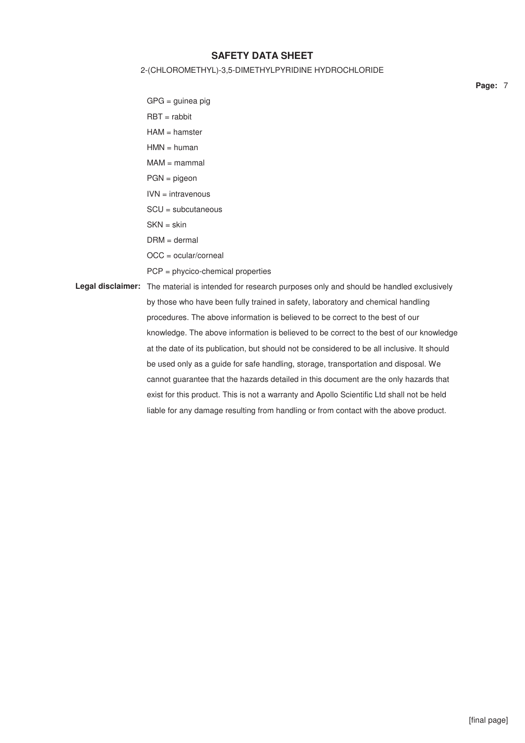GPG = guinea pig

RBT = rabbit

HAM = hamster

HMN = human

MAM = mammal

PGN = pigeon

IVN = intravenous

SCU = subcutaneous

SKN = skin

DRM = dermal

OCC = ocular/corneal

PCP = phycico-chemical properties

**Legal disclaimer:** The material is intended for research purposes only and should be handled exclusively by those who have been fully trained in safety, laboratory and chemical handling procedures. The above information is believed to be correct to the best of our knowledge. The above information is believed to be correct to the best of our knowledge at the date of its publication, but should not be considered to be all inclusive. It should be used only as a guide for safe handling, storage, transportation and disposal. We cannot guarantee that the hazards detailed in this document are the only hazards that exist for this product. This is not a warranty and Apollo Scientific Ltd shall not be held liable for any damage resulting from handling or from contact with the above product.